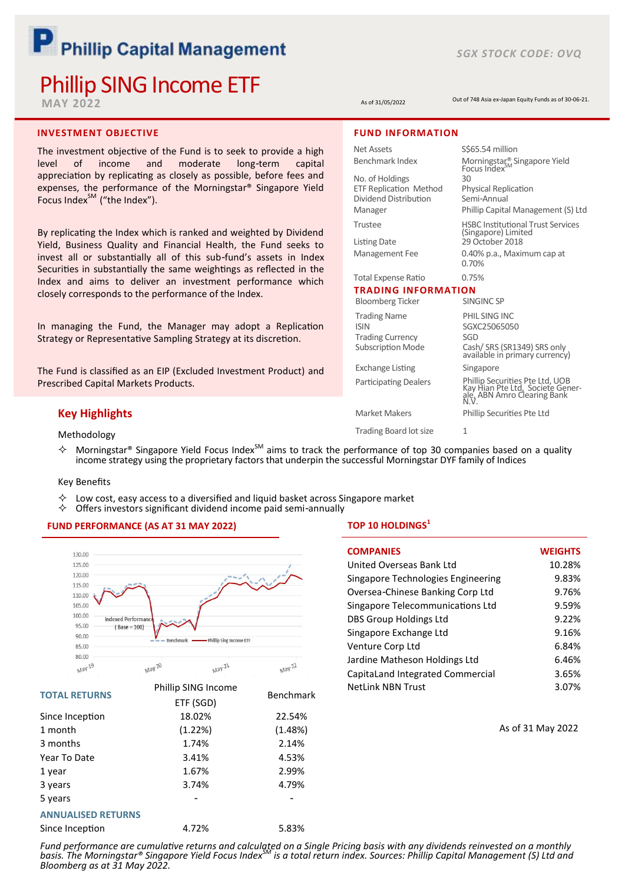# Phillip Capital Management

SGX STOCK CODE: OVQ

# Phillip SING Income ETF

MAY 2022

As of 31/05/2022

Out of 748 Asia ex-Japan Equity Funds as of 30-06-21.

## INVESTMENT OBJECTIVE

The investment objective of the Fund is to seek to provide a high level of income and moderate long-term capital appreciation by replicating as closely as possible, before fees and expenses, the performance of the Morningstar® Singapore Yield Focus Index℠ ("the Index").

By replicating the Index which is ranked and weighted by Dividend Yield, Business Quality and Financial Health, the Fund seeks to invest all or substantially all of this sub-fund's assets in Index Securities in substantially the same weightings as reflected in the Index and aims to deliver an investment performance which closely corresponds to the performance of the Index.

In managing the Fund, the Manager may adopt a Replication Strategy or Representative Sampling Strategy at its discretion.

The Fund is classified as an EIP (Excluded Investment Product) and Prescribed Capital Markets Products.

## FUND INFORMATION

| | |
|---|---|
| Net Assets | S$65.54 million |
| Benchmark Index | Morningstar® Singapore Yield Focus Index℠ |
| No. of Holdings | 30 |
| ETF Replication Method | Physical Replication |
| Dividend Distribution | Semi-Annual |
| Manager | Phillip Capital Management (S) Ltd |
| Trustee | HSBC Institutional Trust Services (Singapore) Limited |
| Listing Date | 29 October 2018 |
| Management Fee | 0.40% p.a., Maximum cap at 0.70% |
| Total Expense Ratio | 0.75% |

## TRADING INFORMATION

| | |
|---|---|
| Bloomberg Ticker | SINGINC SP |
| Trading Name | PHIL SING INC |
| ISIN | SGXC25065050 |
| Trading Currency | SGD |
| Subscription Mode | Cash/ SRS (SR1349) SRS only available in primary currency) |
| Exchange Listing | Singapore |
| Participating Dealers | Phillip Securities Pte Ltd, UOB Kay Hian Pte Ltd, Societe Generale, ABN Amro Clearing Bank N.V. |
| Market Makers | Phillip Securities Pte Ltd |
| Trading Board lot size | 1 |

## Key Highlights

Methodology

- Morningstar® Singapore Yield Focus Index℠ aims to track the performance of top 30 companies based on a quality income strategy using the proprietary factors that underpin the successful Morningstar DYF family of Indices

Key Benefits

- Low cost, easy access to a diversified and liquid basket across Singapore market
- Offers investors significant dividend income paid semi-annually

## FUND PERFORMANCE (AS AT 31 MAY 2022)

| TOTAL RETURNS | Phillip SING Income ETF (SGD) | Benchmark |
|---|---|---|
| Since Inception | 18.02% | 22.54% |
| 1 month | (1.22%) | (1.48%) |
| 3 months | 1.74% | 2.14% |
| Year To Date | 3.41% | 4.53% |
| 1 year | 1.67% | 2.99% |
| 3 years | 3.74% | 4.79% |
| 5 years | - | - |
| **ANNUALISED RETURNS** | | |
| Since Inception | 4.72% | 5.83% |

## TOP 10 HOLDINGS[1]

| COMPANIES | WEIGHTS |
|---|---|
| United Overseas Bank Ltd | 10.28% |
| Singapore Technologies Engineering | 9.83% |
| Oversea-Chinese Banking Corp Ltd | 9.76% |
| Singapore Telecommunications Ltd | 9.59% |
| DBS Group Holdings Ltd | 9.22% |
| Singapore Exchange Ltd | 9.16% |
| Venture Corp Ltd | 6.84% |
| Jardine Matheson Holdings Ltd | 6.46% |
| CapitaLand Integrated Commercial | 3.65% |
| NetLink NBN Trust | 3.07% |

As of 31 May 2022

*Fund performance are cumulative returns and calculated on a Single Pricing basis with any dividends reinvested on a monthly basis. The Morningstar® Singapore Yield Focus Index℠ is a total return index. Sources: Phillip Capital Management (S) Ltd and Bloomberg as at 31 May 2022.*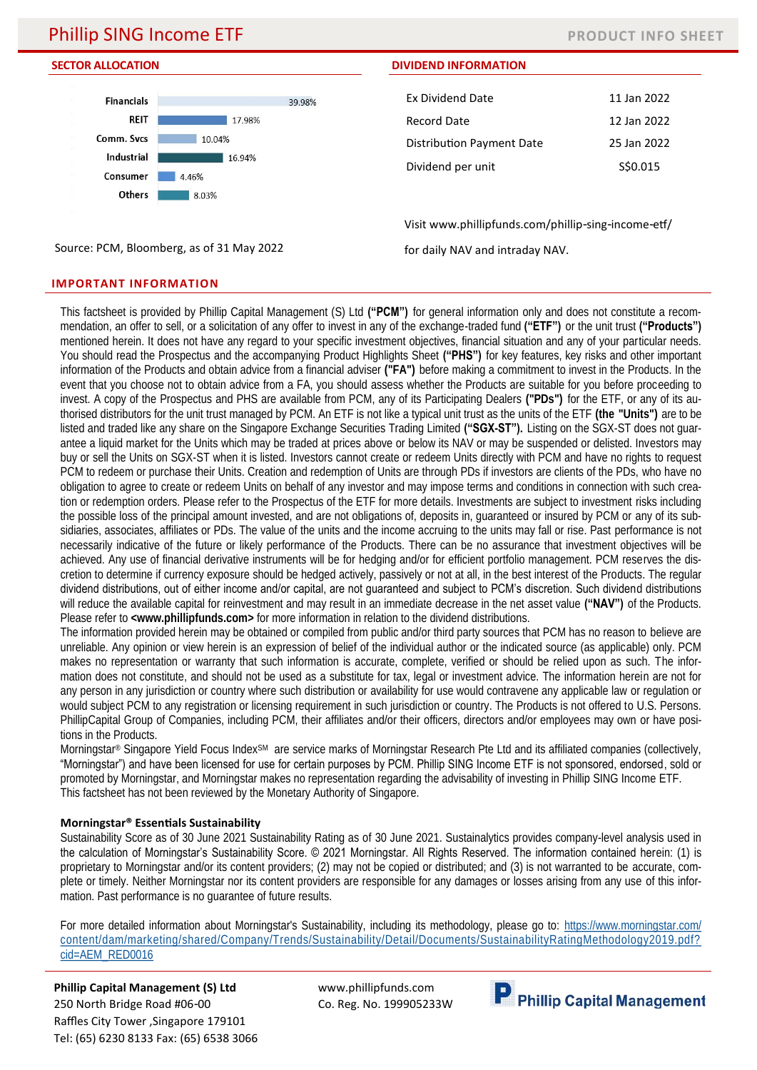# Phillip SING Income ETF

PRODUCT INFO SHEET

## SECTOR ALLOCATION

Financials 39.98%
REIT 17.98%
Comm. Svcs 10.04%
Industrial 16.94%
Consumer 4.46%
Others 8.03%

Source: PCM, Bloomberg, as of 31 May 2022

## DIVIDEND INFORMATION

| | |
|---|---|
| Ex Dividend Date | 11 Jan 2022 |
| Record Date | 12 Jan 2022 |
| Distribution Payment Date | 25 Jan 2022 |
| Dividend per unit | S$0.015 |

Visit www.phillipfunds.com/phillip-sing-income-etf/ for daily NAV and intraday NAV.

## IMPORTANT INFORMATION

This factsheet is provided by Phillip Capital Management (S) Ltd **("PCM")** for general information only and does not constitute a recommendation, an offer to sell, or a solicitation of any offer to invest in any of the exchange-traded fund **("ETF")** or the unit trust **("Products")** mentioned herein. It does not have any regard to your specific investment objectives, financial situation and any of your particular needs. You should read the Prospectus and the accompanying Product Highlights Sheet **("PHS")** for key features, key risks and other important information of the Products and obtain advice from a financial adviser **("FA")** before making a commitment to invest in the Products. In the event that you choose not to obtain advice from a FA, you should assess whether the Products are suitable for you before proceeding to invest. A copy of the Prospectus and PHS are available from PCM, any of its Participating Dealers **("PDs")** for the ETF, or any of its authorised distributors for the unit trust managed by PCM. An ETF is not like a typical unit trust as the units of the ETF **(the "Units")** are to be listed and traded like any share on the Singapore Exchange Securities Trading Limited **("SGX-ST").** Listing on the SGX-ST does not guarantee a liquid market for the Units which may be traded at prices above or below its NAV or may be suspended or delisted. Investors may buy or sell the Units on SGX-ST when it is listed. Investors cannot create or redeem Units directly with PCM and have no rights to request PCM to redeem or purchase their Units. Creation and redemption of Units are through PDs if investors are clients of the PDs, who have no obligation to agree to create or redeem Units on behalf of any investor and may impose terms and conditions in connection with such creation or redemption orders. Please refer to the Prospectus of the ETF for more details. Investments are subject to investment risks including the possible loss of the principal amount invested, and are not obligations of, deposits in, guaranteed or insured by PCM or any of its subsidiaries, associates, affiliates or PDs. The value of the units and the income accruing to the units may fall or rise. Past performance is not necessarily indicative of the future or likely performance of the Products. There can be no assurance that investment objectives will be achieved. Any use of financial derivative instruments will be for hedging and/or for efficient portfolio management. PCM reserves the discretion to determine if currency exposure should be hedged actively, passively or not at all, in the best interest of the Products. The regular dividend distributions, out of either income and/or capital, are not guaranteed and subject to PCM's discretion. Such dividend distributions will reduce the available capital for reinvestment and may result in an immediate decrease in the net asset value **("NAV")** of the Products. Please refer to **<www.phillipfunds.com>** for more information in relation to the dividend distributions.

The information provided herein may be obtained or compiled from public and/or third party sources that PCM has no reason to believe are unreliable. Any opinion or view herein is an expression of belief of the individual author or the indicated source (as applicable) only. PCM makes no representation or warranty that such information is accurate, complete, verified or should be relied upon as such. The information does not constitute, and should not be used as a substitute for tax, legal or investment advice. The information herein are not for any person in any jurisdiction or country where such distribution or availability for use would contravene any applicable law or regulation or would subject PCM to any registration or licensing requirement in such jurisdiction or country. The Products is not offered to U.S. Persons. PhillipCapital Group of Companies, including PCM, their affiliates and/or their officers, directors and/or employees may own or have positions in the Products.

Morningstar® Singapore Yield Focus Index℠ are service marks of Morningstar Research Pte Ltd and its affiliated companies (collectively, "Morningstar") and have been licensed for use for certain purposes by PCM. Phillip SING Income ETF is not sponsored, endorsed, sold or promoted by Morningstar, and Morningstar makes no representation regarding the advisability of investing in Phillip SING Income ETF.

This factsheet has not been reviewed by the Monetary Authority of Singapore.

**Morningstar® Essentials Sustainability**

Sustainability Score as of 30 June 2021 Sustainability Rating as of 30 June 2021. Sustainalytics provides company-level analysis used in the calculation of Morningstar's Sustainability Score. © 2021 Morningstar. All Rights Reserved. The information contained herein: (1) is proprietary to Morningstar and/or its content providers; (2) may not be copied or distributed; and (3) is not warranted to be accurate, complete or timely. Neither Morningstar nor its content providers are responsible for any damages or losses arising from any use of this information. Past performance is no guarantee of future results.

For more detailed information about Morningstar's Sustainability, including its methodology, please go to: https://www.morningstar.com/content/dam/marketing/shared/Company/Trends/Sustainability/Detail/Documents/SustainabilityRatingMethodology2019.pdf?cid=AEM_RED0016

**Phillip Capital Management (S) Ltd**
250 North Bridge Road #06-00
Raffles City Tower ,Singapore 179101
Tel: (65) 6230 8133 Fax: (65) 6538 3066

www.phillipfunds.com
Co. Reg. No. 199905233W

Phillip Capital Management